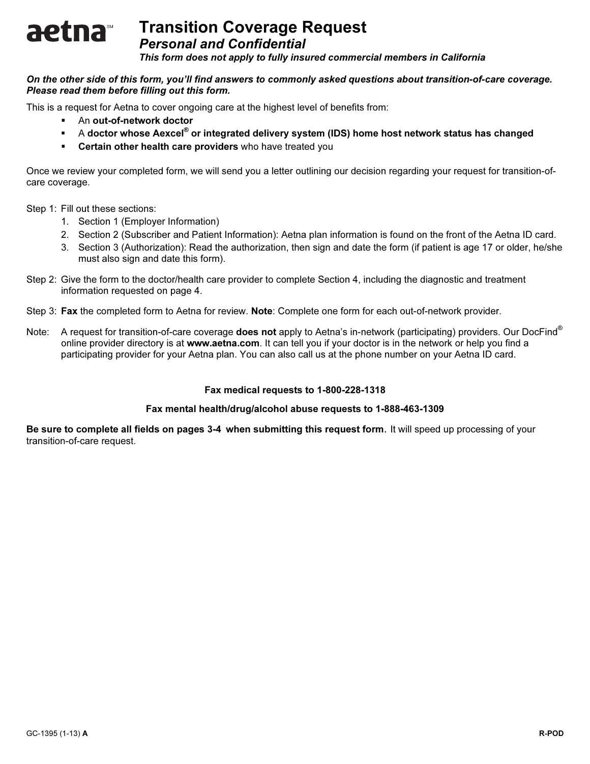# aetna[SM] Transition Coverage Request

***Personal and Confidential***

***This form does not apply to fully insured commercial members in California***

***On the other side of this form, you'll find answers to commonly asked questions about transition-of-care coverage. Please read them before filling out this form.***

This is a request for Aetna to cover ongoing care at the highest level of benefits from:

- An **out-of-network doctor**
- A **doctor whose Aexcel® or integrated delivery system (IDS) home host network status has changed**
- **Certain other health care providers** who have treated you

Once we review your completed form, we will send you a letter outlining our decision regarding your request for transition-of-care coverage.

Step 1: Fill out these sections:

1. Section 1 (Employer Information)
2. Section 2 (Subscriber and Patient Information): Aetna plan information is found on the front of the Aetna ID card.
3. Section 3 (Authorization): Read the authorization, then sign and date the form (if patient is age 17 or older, he/she must also sign and date this form).

Step 2: Give the form to the doctor/health care provider to complete Section 4, including the diagnostic and treatment information requested on page 4.

Step 3: **Fax** the completed form to Aetna for review. **Note**: Complete one form for each out-of-network provider.

Note: A request for transition-of-care coverage **does not** apply to Aetna's in-network (participating) providers. Our DocFind® online provider directory is at **www.aetna.com**. It can tell you if your doctor is in the network or help you find a participating provider for your Aetna plan. You can also call us at the phone number on your Aetna ID card.

**Fax medical requests to 1-800-228-1318**

**Fax mental health/drug/alcohol abuse requests to 1-888-463-1309**

**Be sure to complete all fields on pages 3-4 when submitting this request form.** It will speed up processing of your transition-of-care request.

GC-1395 (1-13) **A** **R-POD**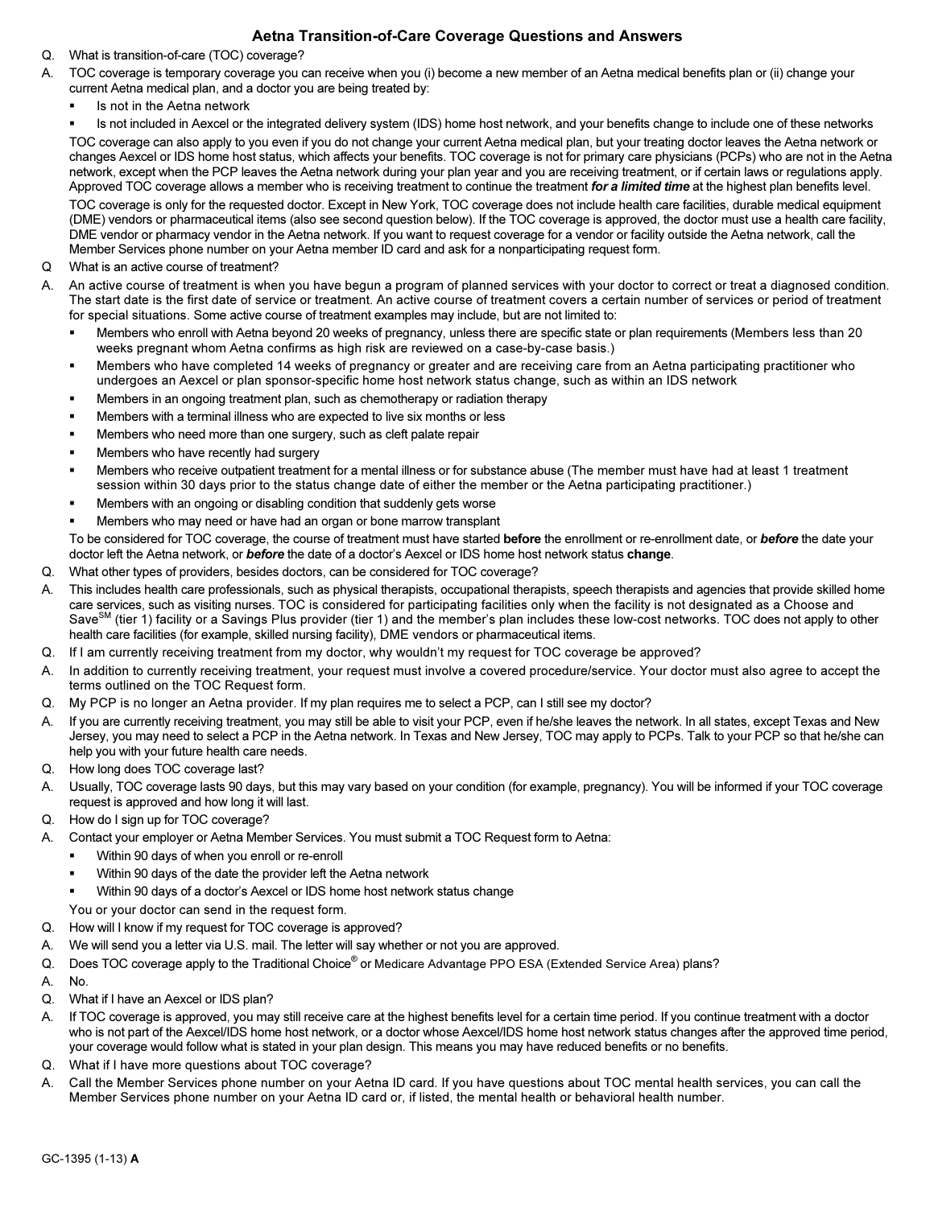# Aetna Transition-of-Care Coverage Questions and Answers

Q. What is transition-of-care (TOC) coverage?

A. TOC coverage is temporary coverage you can receive when you (i) become a new member of an Aetna medical benefits plan or (ii) change your current Aetna medical plan, and a doctor you are being treated by:

- Is not in the Aetna network
- Is not included in Aexcel or the integrated delivery system (IDS) home host network, and your benefits change to include one of these networks

TOC coverage can also apply to you even if you do not change your current Aetna medical plan, but your treating doctor leaves the Aetna network or changes Aexcel or IDS home host status, which affects your benefits. TOC coverage is not for primary care physicians (PCPs) who are not in the Aetna network, except when the PCP leaves the Aetna network during your plan year and you are receiving treatment, or if certain laws or regulations apply. Approved TOC coverage allows a member who is receiving treatment to continue the treatment ***for a limited time*** at the highest plan benefits level.

TOC coverage is only for the requested doctor. Except in New York, TOC coverage does not include health care facilities, durable medical equipment (DME) vendors or pharmaceutical items (also see second question below). If the TOC coverage is approved, the doctor must use a health care facility, DME vendor or pharmacy vendor in the Aetna network. If you want to request coverage for a vendor or facility outside the Aetna network, call the Member Services phone number on your Aetna member ID card and ask for a nonparticipating request form.

Q What is an active course of treatment?

A. An active course of treatment is when you have begun a program of planned services with your doctor to correct or treat a diagnosed condition. The start date is the first date of service or treatment. An active course of treatment covers a certain number of services or period of treatment for special situations. Some active course of treatment examples may include, but are not limited to:

- Members who enroll with Aetna beyond 20 weeks of pregnancy, unless there are specific state or plan requirements (Members less than 20 weeks pregnant whom Aetna confirms as high risk are reviewed on a case-by-case basis.)
- Members who have completed 14 weeks of pregnancy or greater and are receiving care from an Aetna participating practitioner who undergoes an Aexcel or plan sponsor-specific home host network status change, such as within an IDS network
- Members in an ongoing treatment plan, such as chemotherapy or radiation therapy
- Members with a terminal illness who are expected to live six months or less
- Members who need more than one surgery, such as cleft palate repair
- Members who have recently had surgery
- Members who receive outpatient treatment for a mental illness or for substance abuse (The member must have had at least 1 treatment session within 30 days prior to the status change date of either the member or the Aetna participating practitioner.)
- Members with an ongoing or disabling condition that suddenly gets worse
- Members who may need or have had an organ or bone marrow transplant

To be considered for TOC coverage, the course of treatment must have started **before** the enrollment or re-enrollment date, or ***before*** the date your doctor left the Aetna network, or ***before*** the date of a doctor's Aexcel or IDS home host network status **change**.

Q. What other types of providers, besides doctors, can be considered for TOC coverage?

A. This includes health care professionals, such as physical therapists, occupational therapists, speech therapists and agencies that provide skilled home care services, such as visiting nurses. TOC is considered for participating facilities only when the facility is not designated as a Choose and Save[SM] (tier 1) facility or a Savings Plus provider (tier 1) and the member's plan includes these low-cost networks. TOC does not apply to other health care facilities (for example, skilled nursing facility), DME vendors or pharmaceutical items.

Q. If I am currently receiving treatment from my doctor, why wouldn't my request for TOC coverage be approved?

A. In addition to currently receiving treatment, your request must involve a covered procedure/service. Your doctor must also agree to accept the terms outlined on the TOC Request form.

Q. My PCP is no longer an Aetna provider. If my plan requires me to select a PCP, can I still see my doctor?

A. If you are currently receiving treatment, you may still be able to visit your PCP, even if he/she leaves the network. In all states, except Texas and New Jersey, you may need to select a PCP in the Aetna network. In Texas and New Jersey, TOC may apply to PCPs. Talk to your PCP so that he/she can help you with your future health care needs.

Q. How long does TOC coverage last?

A. Usually, TOC coverage lasts 90 days, but this may vary based on your condition (for example, pregnancy). You will be informed if your TOC coverage request is approved and how long it will last.

Q. How do I sign up for TOC coverage?

A. Contact your employer or Aetna Member Services. You must submit a TOC Request form to Aetna:

- Within 90 days of when you enroll or re-enroll
- Within 90 days of the date the provider left the Aetna network
- Within 90 days of a doctor's Aexcel or IDS home host network status change

You or your doctor can send in the request form.

Q. How will I know if my request for TOC coverage is approved?

A. We will send you a letter via U.S. mail. The letter will say whether or not you are approved.

Q. Does TOC coverage apply to the Traditional Choice® or Medicare Advantage PPO ESA (Extended Service Area) plans?

A. No.

Q. What if I have an Aexcel or IDS plan?

A. If TOC coverage is approved, you may still receive care at the highest benefits level for a certain time period. If you continue treatment with a doctor who is not part of the Aexcel/IDS home host network, or a doctor whose Aexcel/IDS home host network status changes after the approved time period, your coverage would follow what is stated in your plan design. This means you may have reduced benefits or no benefits.

Q. What if I have more questions about TOC coverage?

A. Call the Member Services phone number on your Aetna ID card. If you have questions about TOC mental health services, you can call the Member Services phone number on your Aetna ID card or, if listed, the mental health or behavioral health number.

GC-1395 (1-13) **A**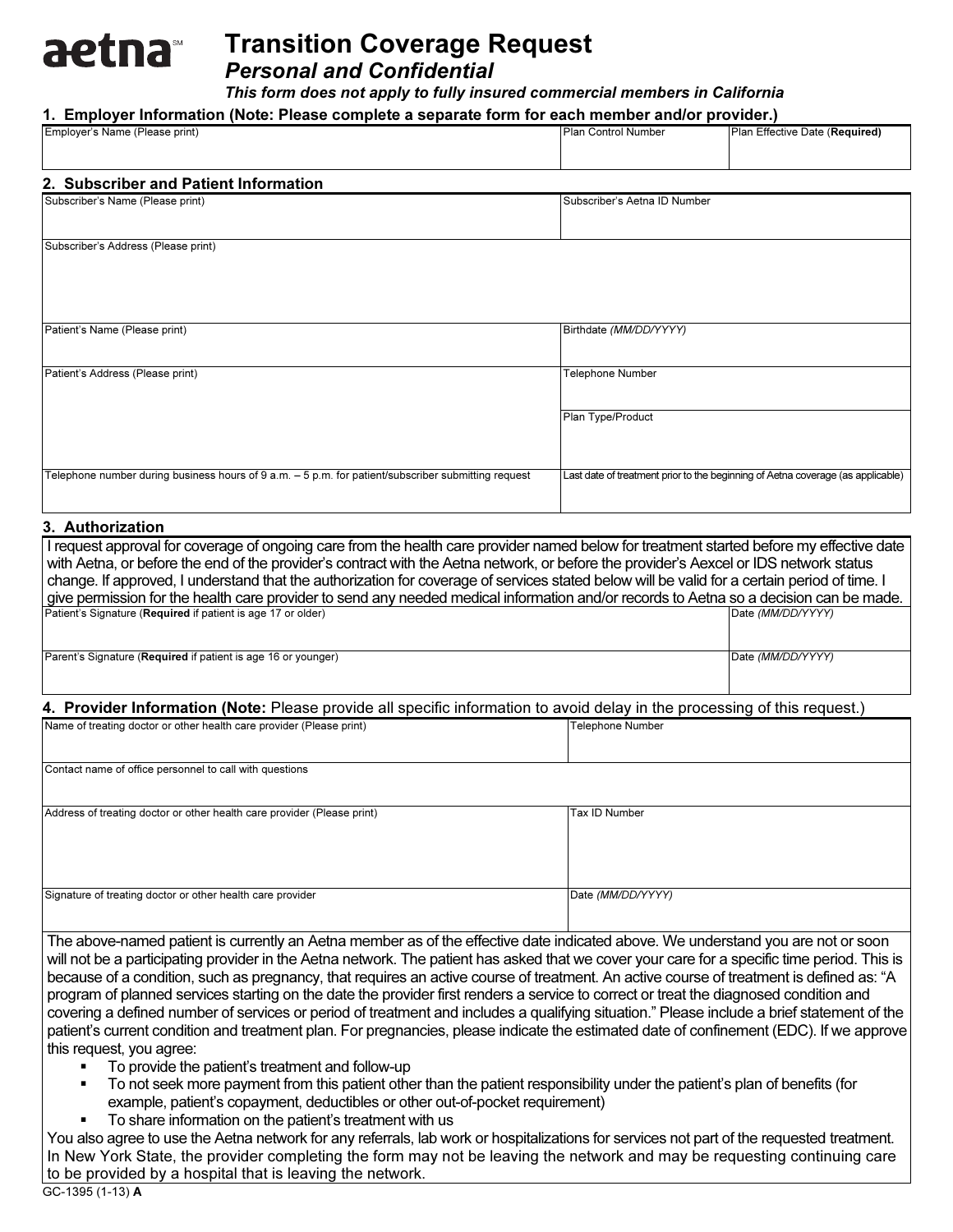# aetna[SM] Transition Coverage Request

## *Personal and Confidential*

***This form does not apply to fully insured commercial members in California***

## 1. Employer Information (Note: Please complete a separate form for each member and/or provider.)

| Employer's Name (Please print) | Plan Control Number | Plan Effective Date (**Required**) |
|---|---|---|
| | | |

## 2. Subscriber and Patient Information

| Subscriber's Name (Please print) | Subscriber's Aetna ID Number |
|---|---|
| Subscriber's Address (Please print) | |
| Patient's Name (Please print) | Birthdate *(MM/DD/YYYY)* |
| Patient's Address (Please print) | Telephone Number |
| | Plan Type/Product |
| Telephone number during business hours of 9 a.m. – 5 p.m. for patient/subscriber submitting request | Last date of treatment prior to the beginning of Aetna coverage (as applicable) |

## 3. Authorization

I request approval for coverage of ongoing care from the health care provider named below for treatment started before my effective date with Aetna, or before the end of the provider's contract with the Aetna network, or before the provider's Aexcel or IDS network status change. If approved, I understand that the authorization for coverage of services stated below will be valid for a certain period of time. I give permission for the health care provider to send any needed medical information and/or records to Aetna so a decision can be made.

| Patient's Signature (**Required** if patient is age 17 or older) | Date *(MM/DD/YYYY)* |
|---|---|
| Parent's Signature (**Required** if patient is age 16 or younger) | Date *(MM/DD/YYYY)* |

## 4. Provider Information (Note: Please provide all specific information to avoid delay in the processing of this request.)

| Name of treating doctor or other health care provider (Please print) | Telephone Number |
|---|---|
| Contact name of office personnel to call with questions | |
| Address of treating doctor or other health care provider (Please print) | Tax ID Number |
| Signature of treating doctor or other health care provider | Date *(MM/DD/YYYY)* |

The above-named patient is currently an Aetna member as of the effective date indicated above. We understand you are not or soon will not be a participating provider in the Aetna network. The patient has asked that we cover your care for a specific time period. This is because of a condition, such as pregnancy, that requires an active course of treatment. An active course of treatment is defined as: "A program of planned services starting on the date the provider first renders a service to correct or treat the diagnosed condition and covering a defined number of services or period of treatment and includes a qualifying situation." Please include a brief statement of the patient's current condition and treatment plan. For pregnancies, please indicate the estimated date of confinement (EDC). If we approve this request, you agree:

- To provide the patient's treatment and follow-up
- To not seek more payment from this patient other than the patient responsibility under the patient's plan of benefits (for example, patient's copayment, deductibles or other out-of-pocket requirement)
- To share information on the patient's treatment with us

You also agree to use the Aetna network for any referrals, lab work or hospitalizations for services not part of the requested treatment. In New York State, the provider completing the form may not be leaving the network and may be requesting continuing care to be provided by a hospital that is leaving the network.

GC-1395 (1-13) **A**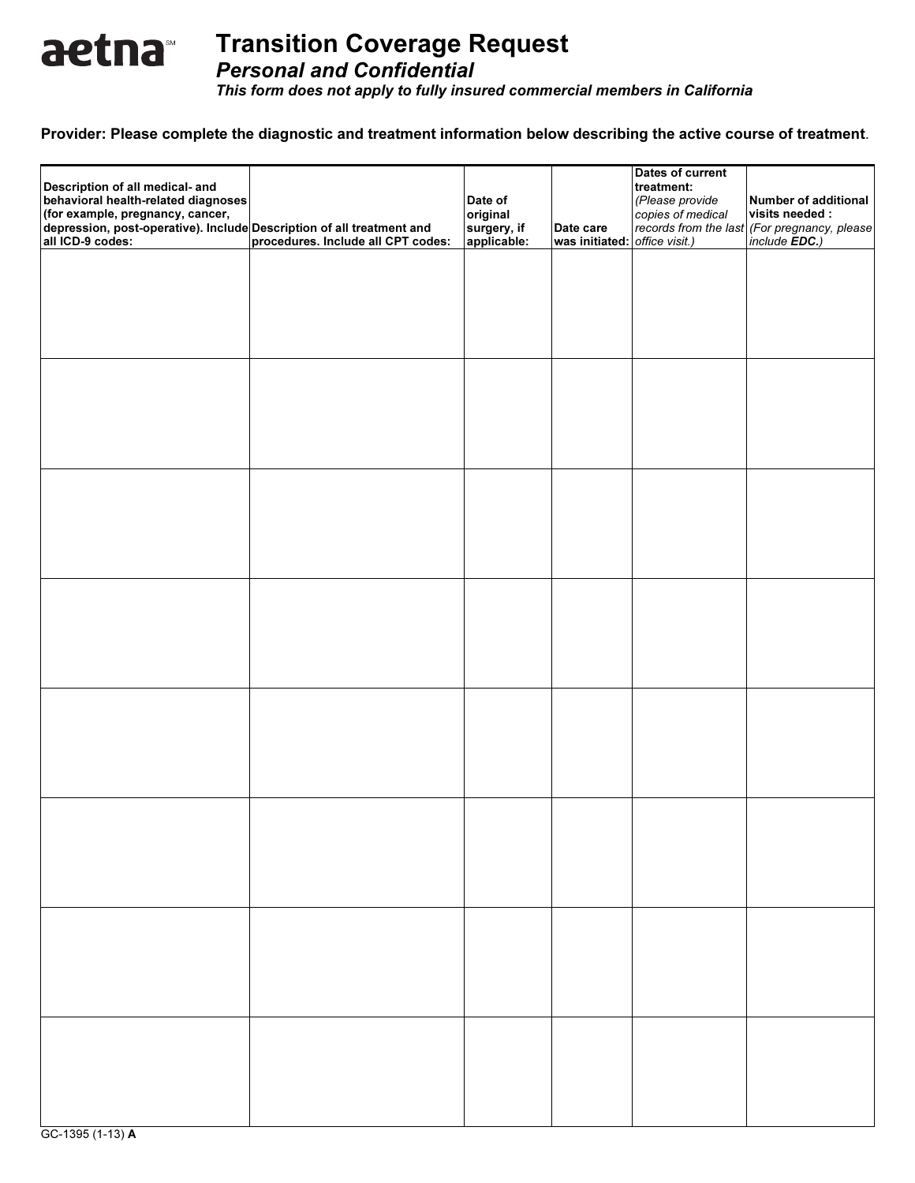# Transition Coverage Request

## *Personal and Confidential*

***This form does not apply to fully insured commercial members in California***

**Provider: Please complete the diagnostic and treatment information below describing the active course of treatment**.

| **Description of all medical- and behavioral health-related diagnoses (for example, pregnancy, cancer, depression, post-operative). Include all ICD-9 codes:** | **Description of all treatment and procedures. Include all CPT codes:** | **Date of original surgery, if applicable:** | **Date care was initiated:** | **Dates of current treatment:** *(Please provide copies of medical records from the last office visit.)* | **Number of additional visits needed :** *(For pregnancy, please include **EDC.**)* |
|---|---|---|---|---|---|
| | | | | | |
| | | | | | |
| | | | | | |
| | | | | | |
| | | | | | |
| | | | | | |
| | | | | | |
| | | | | | |

GC-1395 (1-13) **A**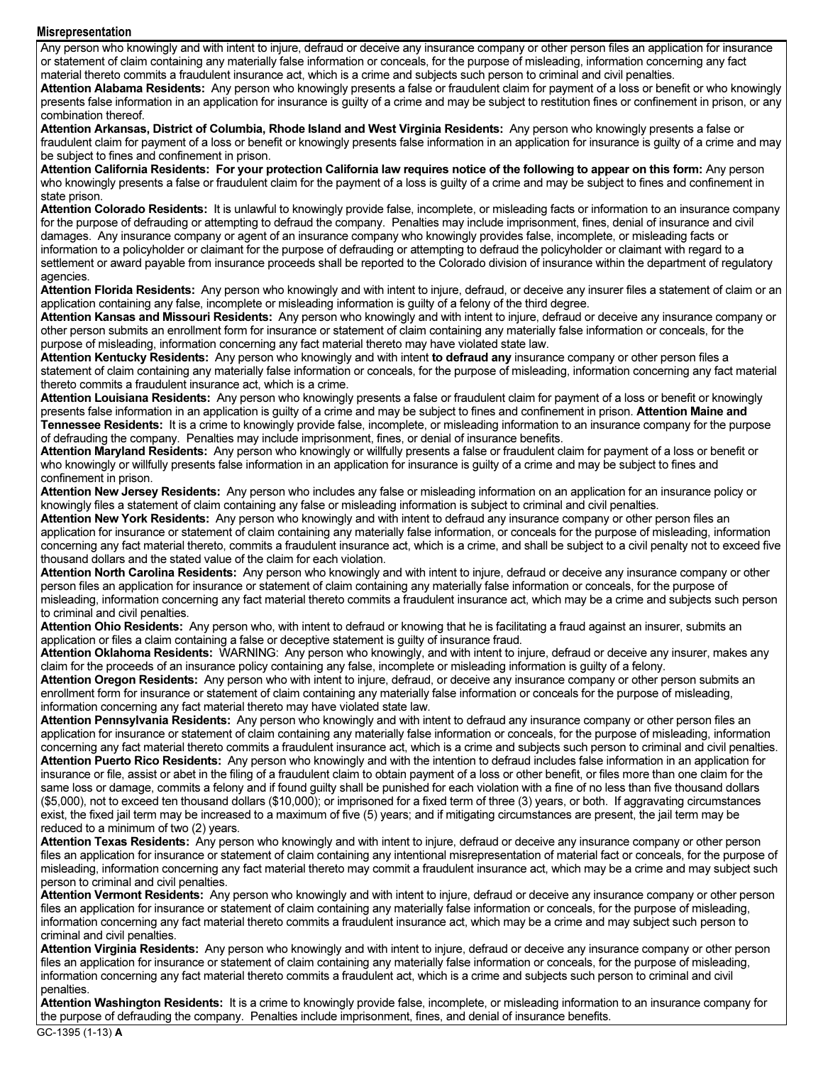## Misrepresentation

Any person who knowingly and with intent to injure, defraud or deceive any insurance company or other person files an application for insurance or statement of claim containing any materially false information or conceals, for the purpose of misleading, information concerning any fact material thereto commits a fraudulent insurance act, which is a crime and subjects such person to criminal and civil penalties.

**Attention Alabama Residents:** Any person who knowingly presents a false or fraudulent claim for payment of a loss or benefit or who knowingly presents false information in an application for insurance is guilty of a crime and may be subject to restitution fines or confinement in prison, or any combination thereof.

**Attention Arkansas, District of Columbia, Rhode Island and West Virginia Residents:** Any person who knowingly presents a false or fraudulent claim for payment of a loss or benefit or knowingly presents false information in an application for insurance is guilty of a crime and may be subject to fines and confinement in prison.

**Attention California Residents: For your protection California law requires notice of the following to appear on this form:** Any person who knowingly presents a false or fraudulent claim for the payment of a loss is guilty of a crime and may be subject to fines and confinement in state prison.

**Attention Colorado Residents:** It is unlawful to knowingly provide false, incomplete, or misleading facts or information to an insurance company for the purpose of defrauding or attempting to defraud the company. Penalties may include imprisonment, fines, denial of insurance and civil damages. Any insurance company or agent of an insurance company who knowingly provides false, incomplete, or misleading facts or information to a policyholder or claimant for the purpose of defrauding or attempting to defraud the policyholder or claimant with regard to a settlement or award payable from insurance proceeds shall be reported to the Colorado division of insurance within the department of regulatory agencies.

**Attention Florida Residents:** Any person who knowingly and with intent to injure, defraud, or deceive any insurer files a statement of claim or an application containing any false, incomplete or misleading information is guilty of a felony of the third degree.

**Attention Kansas and Missouri Residents:** Any person who knowingly and with intent to injure, defraud or deceive any insurance company or other person submits an enrollment form for insurance or statement of claim containing any materially false information or conceals, for the purpose of misleading, information concerning any fact material thereto may have violated state law.

**Attention Kentucky Residents:** Any person who knowingly and with intent **to defraud any** insurance company or other person files a statement of claim containing any materially false information or conceals, for the purpose of misleading, information concerning any fact material thereto commits a fraudulent insurance act, which is a crime.

**Attention Louisiana Residents:** Any person who knowingly presents a false or fraudulent claim for payment of a loss or benefit or knowingly presents false information in an application is guilty of a crime and may be subject to fines and confinement in prison. **Attention Maine and Tennessee Residents:** It is a crime to knowingly provide false, incomplete, or misleading information to an insurance company for the purpose of defrauding the company. Penalties may include imprisonment, fines, or denial of insurance benefits.

**Attention Maryland Residents:** Any person who knowingly or willfully presents a false or fraudulent claim for payment of a loss or benefit or who knowingly or willfully presents false information in an application for insurance is guilty of a crime and may be subject to fines and confinement in prison.

**Attention New Jersey Residents:** Any person who includes any false or misleading information on an application for an insurance policy or knowingly files a statement of claim containing any false or misleading information is subject to criminal and civil penalties.

**Attention New York Residents:** Any person who knowingly and with intent to defraud any insurance company or other person files an application for insurance or statement of claim containing any materially false information, or conceals for the purpose of misleading, information concerning any fact material thereto, commits a fraudulent insurance act, which is a crime, and shall be subject to a civil penalty not to exceed five thousand dollars and the stated value of the claim for each violation.

**Attention North Carolina Residents:** Any person who knowingly and with intent to injure, defraud or deceive any insurance company or other person files an application for insurance or statement of claim containing any materially false information or conceals, for the purpose of misleading, information concerning any fact material thereto commits a fraudulent insurance act, which may be a crime and subjects such person to criminal and civil penalties.

**Attention Ohio Residents:** Any person who, with intent to defraud or knowing that he is facilitating a fraud against an insurer, submits an application or files a claim containing a false or deceptive statement is guilty of insurance fraud.

**Attention Oklahoma Residents:** WARNING: Any person who knowingly, and with intent to injure, defraud or deceive any insurer, makes any claim for the proceeds of an insurance policy containing any false, incomplete or misleading information is guilty of a felony.

**Attention Oregon Residents:** Any person who with intent to injure, defraud, or deceive any insurance company or other person submits an enrollment form for insurance or statement of claim containing any materially false information or conceals for the purpose of misleading, information concerning any fact material thereto may have violated state law.

**Attention Pennsylvania Residents:** Any person who knowingly and with intent to defraud any insurance company or other person files an application for insurance or statement of claim containing any materially false information or conceals, for the purpose of misleading, information concerning any fact material thereto commits a fraudulent insurance act, which is a crime and subjects such person to criminal and civil penalties.

**Attention Puerto Rico Residents:** Any person who knowingly and with the intention to defraud includes false information in an application for insurance or file, assist or abet in the filing of a fraudulent claim to obtain payment of a loss or other benefit, or files more than one claim for the same loss or damage, commits a felony and if found guilty shall be punished for each violation with a fine of no less than five thousand dollars ($5,000), not to exceed ten thousand dollars ($10,000); or imprisoned for a fixed term of three (3) years, or both. If aggravating circumstances exist, the fixed jail term may be increased to a maximum of five (5) years; and if mitigating circumstances are present, the jail term may be reduced to a minimum of two (2) years.

**Attention Texas Residents:** Any person who knowingly and with intent to injure, defraud or deceive any insurance company or other person files an application for insurance or statement of claim containing any intentional misrepresentation of material fact or conceals, for the purpose of misleading, information concerning any fact material thereto may commit a fraudulent insurance act, which may be a crime and may subject such person to criminal and civil penalties.

**Attention Vermont Residents:** Any person who knowingly and with intent to injure, defraud or deceive any insurance company or other person files an application for insurance or statement of claim containing any materially false information or conceals, for the purpose of misleading, information concerning any fact material thereto commits a fraudulent insurance act, which may be a crime and may subject such person to criminal and civil penalties.

**Attention Virginia Residents:** Any person who knowingly and with intent to injure, defraud or deceive any insurance company or other person files an application for insurance or statement of claim containing any materially false information or conceals, for the purpose of misleading, information concerning any fact material thereto commits a fraudulent act, which is a crime and subjects such person to criminal and civil penalties.

**Attention Washington Residents:** It is a crime to knowingly provide false, incomplete, or misleading information to an insurance company for the purpose of defrauding the company. Penalties include imprisonment, fines, and denial of insurance benefits.

GC-1395 (1-13) **A**